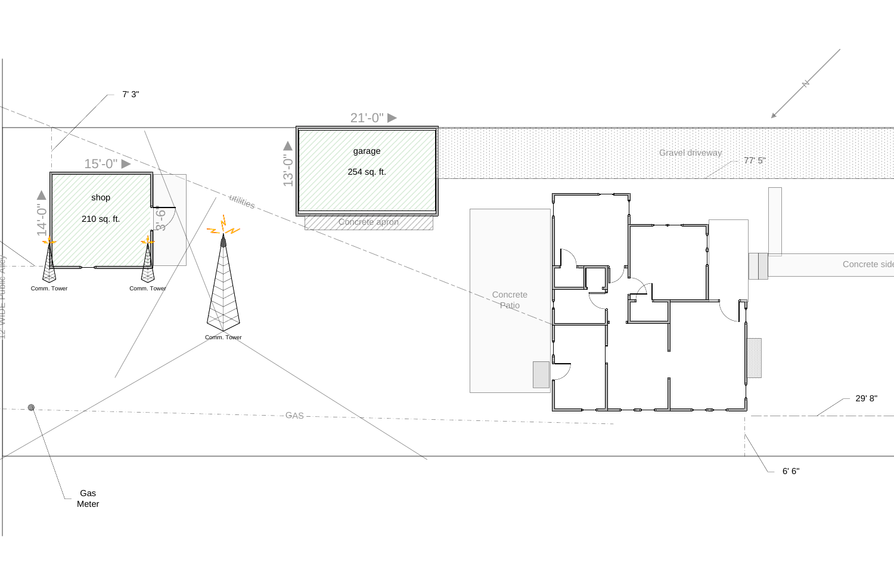7' 3"

15'-0"

14'-0"

shop

210 sq. ft.

3'-6"

21'-0"

13'-0"

garage

254 sq. ft.

Concrete apron

Gravel driveway

77' 5"

utilities

Comm. Tower

Comm. Tower

Comm. Tower

12' WIDE Public Alley

Concrete Patio

Concrete side

GAS

Gas Meter

29' 8"

6' 6"

N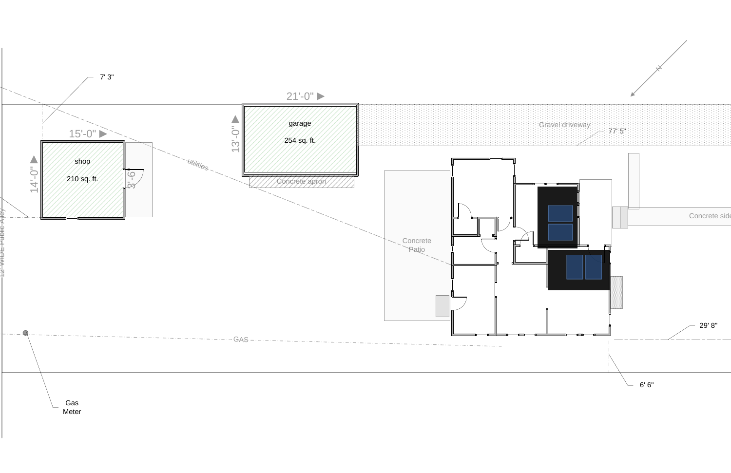7' 3"

15'-0"

14'-0"

shop

210 sq. ft.

3'-6"

21'-0"

13'-0"

garage

254 sq. ft.

Concrete apron

utilities

Gravel driveway

77' 5"

N

Concrete Patio

Concrete side

29' 8"

6' 6"

GAS

Gas Meter

12' WIDE Public Alley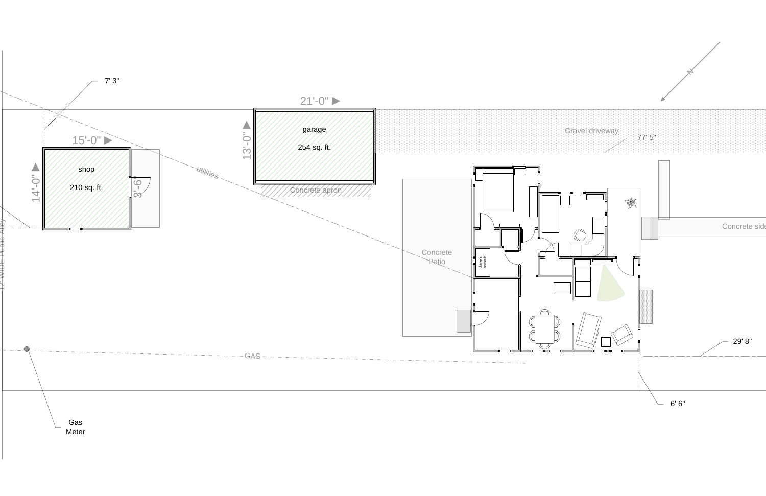7' 3"

15'-0"

14'-0"

shop

210 sq. ft.

3'-6"

21'-0"

13'-0"

garage

254 sq. ft.

Concrete apron

Gravel driveway

77' 5"

N

utilities

Concrete Patio

Jane's bathtub

Concrete side

12' WIDE Public Alley

GAS

Gas Meter

29' 8"

6' 6"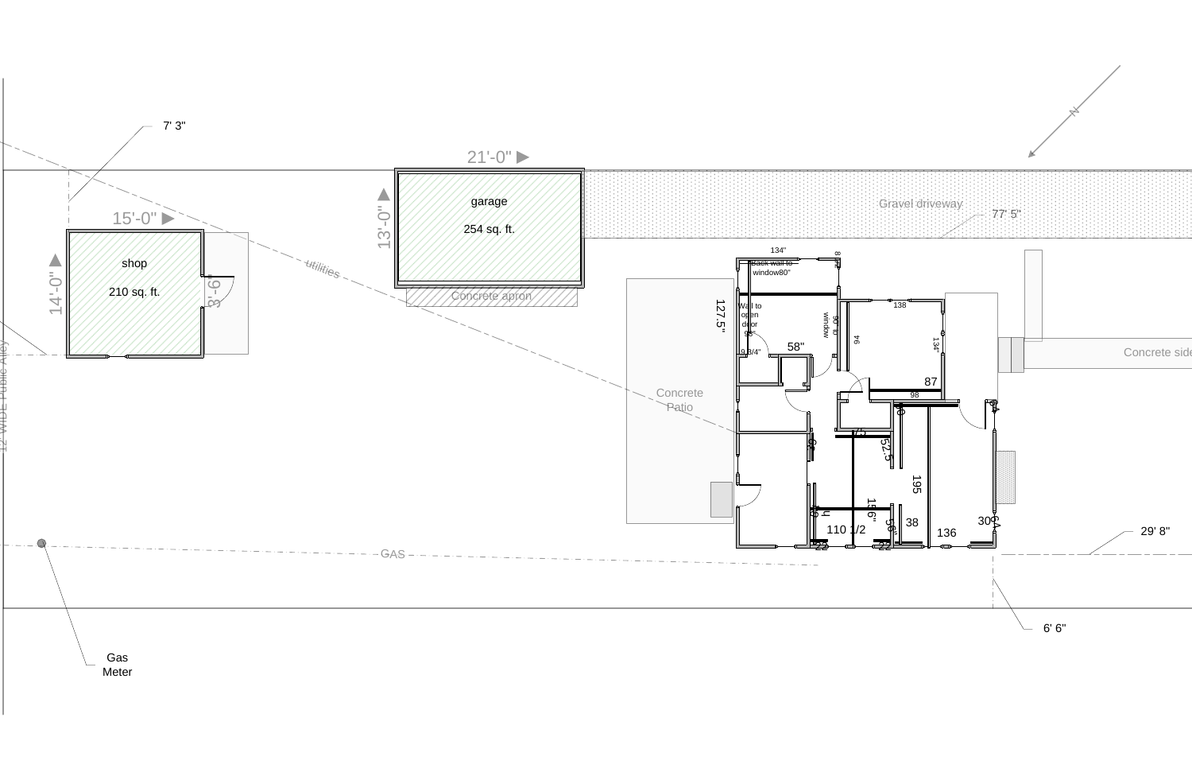7' 3"

15'-0"

14'-0"

shop

210 sq. ft.

3'-6"

21'-0"

13'-0"

garage

254 sq. ft.

Concrete apron

utilities

Gravel driveway

77' 5"

N

134"

Back wall to window80"

127.5"

Wall to open door 88"

9 3/4"

58"

96 to window

94

138

134"

87

98

Concrete Patio

Concrete side

52.5"

195

15'6"

56"

38

110 1/2

136

30

22

22

29' 8"

6' 6"

GAS

Gas Meter

12' WIDE Public Alley